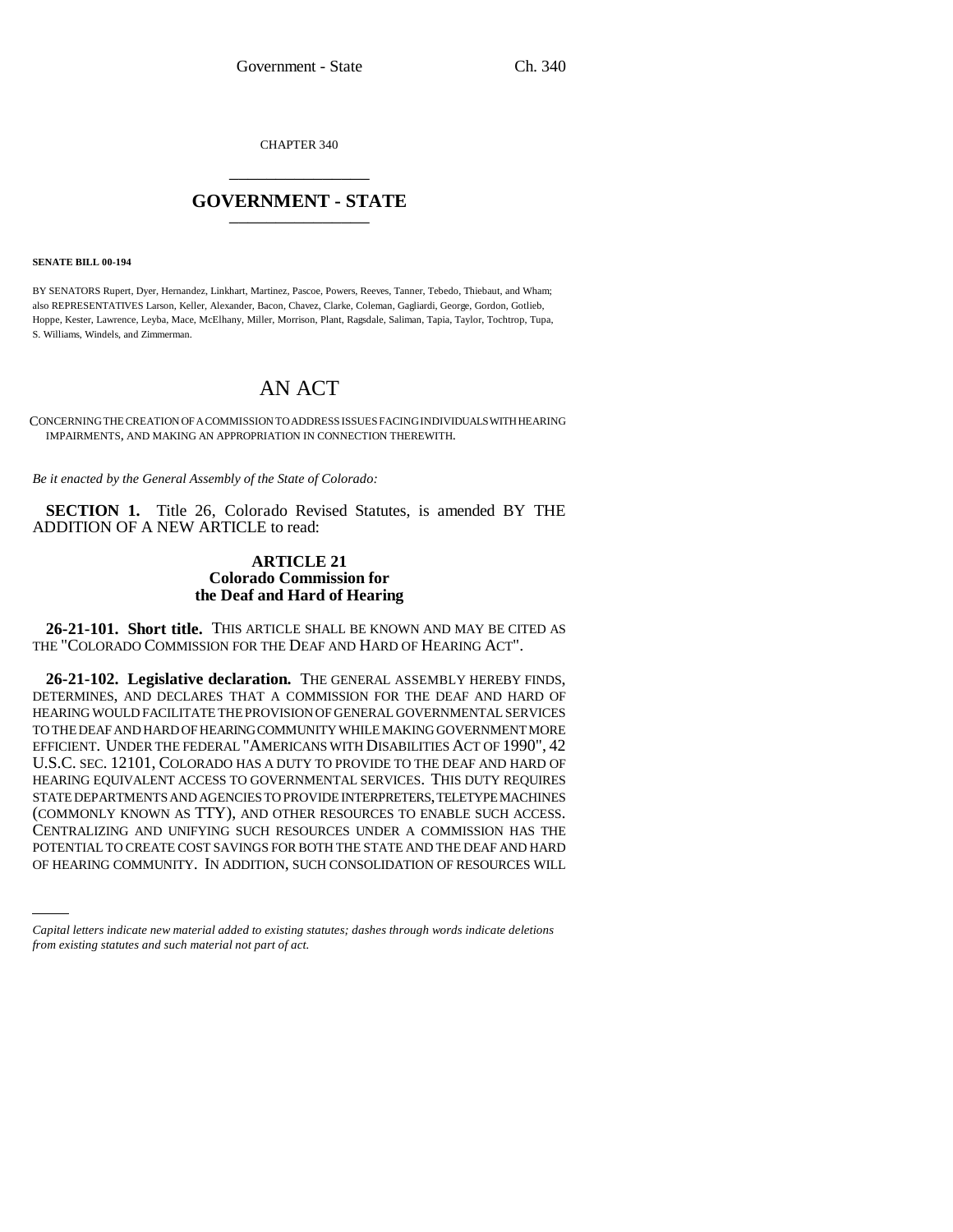CHAPTER 340

## GOVERNMENT - STATE

**SENATE BILL 00-194**

BY SENATORS Rupert, Dyer, Hernandez, Linkhart, Martinez, Pascoe, Powers, Reeves, Tanner, Tebedo, Thiebaut, and Wham; also REPRESENTATIVES Larson, Keller, Alexander, Bacon, Chavez, Clarke, Coleman, Gagliardi, George, Gordon, Gotlieb, Hoppe, Kester, Lawrence, Leyba, Mace, McElhany, Miller, Morrison, Plant, Ragsdale, Saliman, Tapia, Taylor, Tochtrop, Tupa, S. Williams, Windels, and Zimmerman.

# AN ACT

CONCERNING THE CREATION OF A COMMISSION TO ADDRESS ISSUES FACING INDIVIDUALS WITH HEARING IMPAIRMENTS, AND MAKING AN APPROPRIATION IN CONNECTION THEREWITH.

*Be it enacted by the General Assembly of the State of Colorado:*

**SECTION 1.** Title 26, Colorado Revised Statutes, is amended BY THE ADDITION OF A NEW ARTICLE to read:

### ARTICLE 21
### Colorado Commission for the Deaf and Hard of Hearing

**26-21-101. Short title.** THIS ARTICLE SHALL BE KNOWN AND MAY BE CITED AS THE "COLORADO COMMISSION FOR THE DEAF AND HARD OF HEARING ACT".

**26-21-102. Legislative declaration.** THE GENERAL ASSEMBLY HEREBY FINDS, DETERMINES, AND DECLARES THAT A COMMISSION FOR THE DEAF AND HARD OF HEARING WOULD FACILITATE THE PROVISION OF GENERAL GOVERNMENTAL SERVICES TO THE DEAF AND HARD OF HEARING COMMUNITY WHILE MAKING GOVERNMENT MORE EFFICIENT. UNDER THE FEDERAL "AMERICANS WITH DISABILITIES ACT OF 1990", 42 U.S.C. SEC. 12101, COLORADO HAS A DUTY TO PROVIDE TO THE DEAF AND HARD OF HEARING EQUIVALENT ACCESS TO GOVERNMENTAL SERVICES. THIS DUTY REQUIRES STATE DEPARTMENTS AND AGENCIES TO PROVIDE INTERPRETERS, TELETYPE MACHINES (COMMONLY KNOWN AS TTY), AND OTHER RESOURCES TO ENABLE SUCH ACCESS. CENTRALIZING AND UNIFYING SUCH RESOURCES UNDER A COMMISSION HAS THE POTENTIAL TO CREATE COST SAVINGS FOR BOTH THE STATE AND THE DEAF AND HARD OF HEARING COMMUNITY. IN ADDITION, SUCH CONSOLIDATION OF RESOURCES WILL

*Capital letters indicate new material added to existing statutes; dashes through words indicate deletions from existing statutes and such material not part of act.*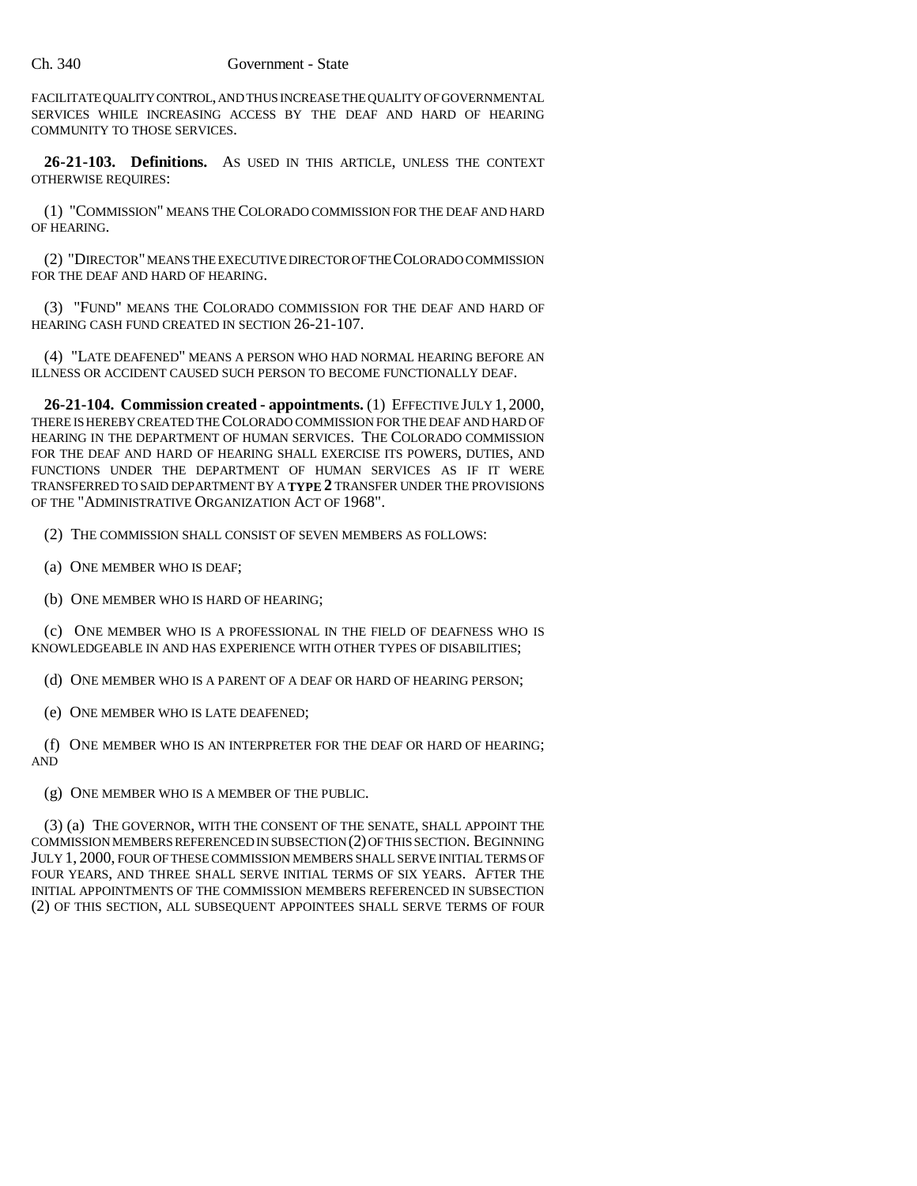FACILITATE QUALITY CONTROL, AND THUS INCREASE THE QUALITY OF GOVERNMENTAL SERVICES WHILE INCREASING ACCESS BY THE DEAF AND HARD OF HEARING COMMUNITY TO THOSE SERVICES.

**26-21-103. Definitions.** AS USED IN THIS ARTICLE, UNLESS THE CONTEXT OTHERWISE REQUIRES:

(1) "COMMISSION" MEANS THE COLORADO COMMISSION FOR THE DEAF AND HARD OF HEARING.

(2) "DIRECTOR" MEANS THE EXECUTIVE DIRECTOR OF THE COLORADO COMMISSION FOR THE DEAF AND HARD OF HEARING.

(3) "FUND" MEANS THE COLORADO COMMISSION FOR THE DEAF AND HARD OF HEARING CASH FUND CREATED IN SECTION 26-21-107.

(4) "LATE DEAFENED" MEANS A PERSON WHO HAD NORMAL HEARING BEFORE AN ILLNESS OR ACCIDENT CAUSED SUCH PERSON TO BECOME FUNCTIONALLY DEAF.

**26-21-104. Commission created - appointments.** (1) EFFECTIVE JULY 1, 2000, THERE IS HEREBY CREATED THE COLORADO COMMISSION FOR THE DEAF AND HARD OF HEARING IN THE DEPARTMENT OF HUMAN SERVICES. THE COLORADO COMMISSION FOR THE DEAF AND HARD OF HEARING SHALL EXERCISE ITS POWERS, DUTIES, AND FUNCTIONS UNDER THE DEPARTMENT OF HUMAN SERVICES AS IF IT WERE TRANSFERRED TO SAID DEPARTMENT BY A **TYPE 2** TRANSFER UNDER THE PROVISIONS OF THE "ADMINISTRATIVE ORGANIZATION ACT OF 1968".

(2) THE COMMISSION SHALL CONSIST OF SEVEN MEMBERS AS FOLLOWS:

(a) ONE MEMBER WHO IS DEAF;

(b) ONE MEMBER WHO IS HARD OF HEARING;

(c) ONE MEMBER WHO IS A PROFESSIONAL IN THE FIELD OF DEAFNESS WHO IS KNOWLEDGEABLE IN AND HAS EXPERIENCE WITH OTHER TYPES OF DISABILITIES;

(d) ONE MEMBER WHO IS A PARENT OF A DEAF OR HARD OF HEARING PERSON;

(e) ONE MEMBER WHO IS LATE DEAFENED;

(f) ONE MEMBER WHO IS AN INTERPRETER FOR THE DEAF OR HARD OF HEARING; AND

(g) ONE MEMBER WHO IS A MEMBER OF THE PUBLIC.

(3) (a) THE GOVERNOR, WITH THE CONSENT OF THE SENATE, SHALL APPOINT THE COMMISSION MEMBERS REFERENCED IN SUBSECTION (2) OF THIS SECTION. BEGINNING JULY 1, 2000, FOUR OF THESE COMMISSION MEMBERS SHALL SERVE INITIAL TERMS OF FOUR YEARS, AND THREE SHALL SERVE INITIAL TERMS OF SIX YEARS. AFTER THE INITIAL APPOINTMENTS OF THE COMMISSION MEMBERS REFERENCED IN SUBSECTION (2) OF THIS SECTION, ALL SUBSEQUENT APPOINTEES SHALL SERVE TERMS OF FOUR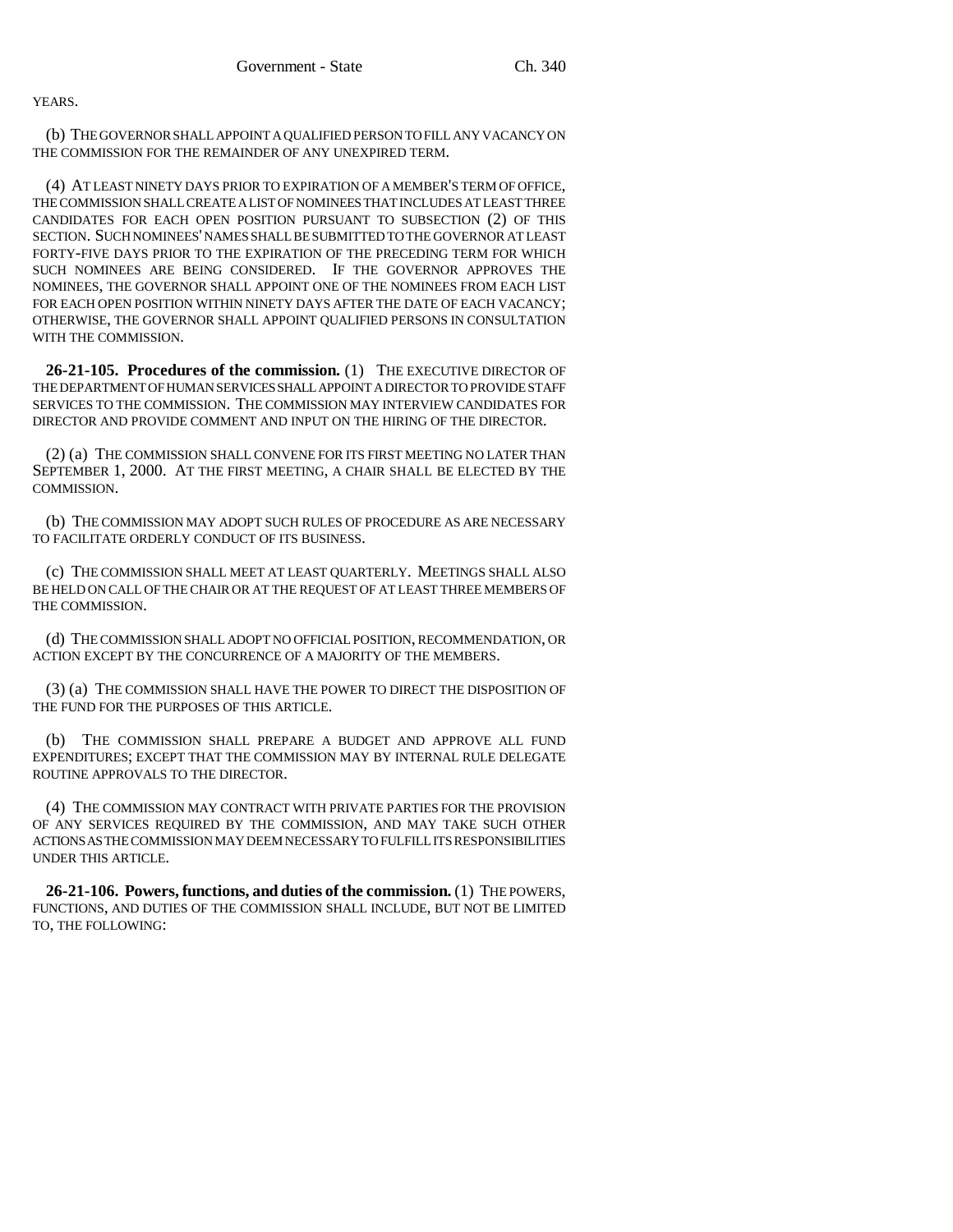YEARS.

(b) THE GOVERNOR SHALL APPOINT A QUALIFIED PERSON TO FILL ANY VACANCY ON THE COMMISSION FOR THE REMAINDER OF ANY UNEXPIRED TERM.

(4) AT LEAST NINETY DAYS PRIOR TO EXPIRATION OF A MEMBER'S TERM OF OFFICE, THE COMMISSION SHALL CREATE A LIST OF NOMINEES THAT INCLUDES AT LEAST THREE CANDIDATES FOR EACH OPEN POSITION PURSUANT TO SUBSECTION (2) OF THIS SECTION. SUCH NOMINEES' NAMES SHALL BE SUBMITTED TO THE GOVERNOR AT LEAST FORTY-FIVE DAYS PRIOR TO THE EXPIRATION OF THE PRECEDING TERM FOR WHICH SUCH NOMINEES ARE BEING CONSIDERED. IF THE GOVERNOR APPROVES THE NOMINEES, THE GOVERNOR SHALL APPOINT ONE OF THE NOMINEES FROM EACH LIST FOR EACH OPEN POSITION WITHIN NINETY DAYS AFTER THE DATE OF EACH VACANCY; OTHERWISE, THE GOVERNOR SHALL APPOINT QUALIFIED PERSONS IN CONSULTATION WITH THE COMMISSION.

**26-21-105. Procedures of the commission.** (1) THE EXECUTIVE DIRECTOR OF THE DEPARTMENT OF HUMAN SERVICES SHALL APPOINT A DIRECTOR TO PROVIDE STAFF SERVICES TO THE COMMISSION. THE COMMISSION MAY INTERVIEW CANDIDATES FOR DIRECTOR AND PROVIDE COMMENT AND INPUT ON THE HIRING OF THE DIRECTOR.

(2) (a) THE COMMISSION SHALL CONVENE FOR ITS FIRST MEETING NO LATER THAN SEPTEMBER 1, 2000. AT THE FIRST MEETING, A CHAIR SHALL BE ELECTED BY THE COMMISSION.

(b) THE COMMISSION MAY ADOPT SUCH RULES OF PROCEDURE AS ARE NECESSARY TO FACILITATE ORDERLY CONDUCT OF ITS BUSINESS.

(c) THE COMMISSION SHALL MEET AT LEAST QUARTERLY. MEETINGS SHALL ALSO BE HELD ON CALL OF THE CHAIR OR AT THE REQUEST OF AT LEAST THREE MEMBERS OF THE COMMISSION.

(d) THE COMMISSION SHALL ADOPT NO OFFICIAL POSITION, RECOMMENDATION, OR ACTION EXCEPT BY THE CONCURRENCE OF A MAJORITY OF THE MEMBERS.

(3) (a) THE COMMISSION SHALL HAVE THE POWER TO DIRECT THE DISPOSITION OF THE FUND FOR THE PURPOSES OF THIS ARTICLE.

(b) THE COMMISSION SHALL PREPARE A BUDGET AND APPROVE ALL FUND EXPENDITURES; EXCEPT THAT THE COMMISSION MAY BY INTERNAL RULE DELEGATE ROUTINE APPROVALS TO THE DIRECTOR.

(4) THE COMMISSION MAY CONTRACT WITH PRIVATE PARTIES FOR THE PROVISION OF ANY SERVICES REQUIRED BY THE COMMISSION, AND MAY TAKE SUCH OTHER ACTIONS AS THE COMMISSION MAY DEEM NECESSARY TO FULFILL ITS RESPONSIBILITIES UNDER THIS ARTICLE.

**26-21-106. Powers, functions, and duties of the commission.** (1) THE POWERS, FUNCTIONS, AND DUTIES OF THE COMMISSION SHALL INCLUDE, BUT NOT BE LIMITED TO, THE FOLLOWING: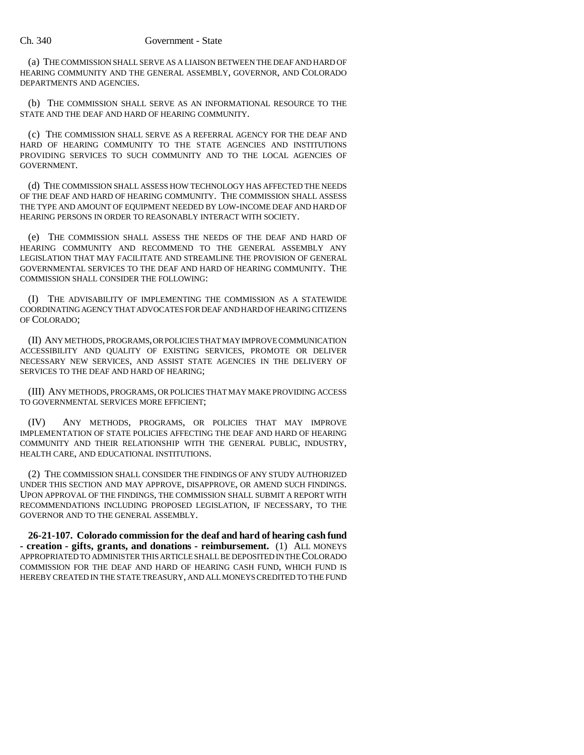(a) THE COMMISSION SHALL SERVE AS A LIAISON BETWEEN THE DEAF AND HARD OF HEARING COMMUNITY AND THE GENERAL ASSEMBLY, GOVERNOR, AND COLORADO DEPARTMENTS AND AGENCIES.

(b) THE COMMISSION SHALL SERVE AS AN INFORMATIONAL RESOURCE TO THE STATE AND THE DEAF AND HARD OF HEARING COMMUNITY.

(c) THE COMMISSION SHALL SERVE AS A REFERRAL AGENCY FOR THE DEAF AND HARD OF HEARING COMMUNITY TO THE STATE AGENCIES AND INSTITUTIONS PROVIDING SERVICES TO SUCH COMMUNITY AND TO THE LOCAL AGENCIES OF GOVERNMENT.

(d) THE COMMISSION SHALL ASSESS HOW TECHNOLOGY HAS AFFECTED THE NEEDS OF THE DEAF AND HARD OF HEARING COMMUNITY. THE COMMISSION SHALL ASSESS THE TYPE AND AMOUNT OF EQUIPMENT NEEDED BY LOW-INCOME DEAF AND HARD OF HEARING PERSONS IN ORDER TO REASONABLY INTERACT WITH SOCIETY.

(e) THE COMMISSION SHALL ASSESS THE NEEDS OF THE DEAF AND HARD OF HEARING COMMUNITY AND RECOMMEND TO THE GENERAL ASSEMBLY ANY LEGISLATION THAT MAY FACILITATE AND STREAMLINE THE PROVISION OF GENERAL GOVERNMENTAL SERVICES TO THE DEAF AND HARD OF HEARING COMMUNITY. THE COMMISSION SHALL CONSIDER THE FOLLOWING:

(I) THE ADVISABILITY OF IMPLEMENTING THE COMMISSION AS A STATEWIDE COORDINATING AGENCY THAT ADVOCATES FOR DEAF AND HARD OF HEARING CITIZENS OF COLORADO;

(II) ANY METHODS, PROGRAMS, OR POLICIES THAT MAY IMPROVE COMMUNICATION ACCESSIBILITY AND QUALITY OF EXISTING SERVICES, PROMOTE OR DELIVER NECESSARY NEW SERVICES, AND ASSIST STATE AGENCIES IN THE DELIVERY OF SERVICES TO THE DEAF AND HARD OF HEARING;

(III) ANY METHODS, PROGRAMS, OR POLICIES THAT MAY MAKE PROVIDING ACCESS TO GOVERNMENTAL SERVICES MORE EFFICIENT;

(IV) ANY METHODS, PROGRAMS, OR POLICIES THAT MAY IMPROVE IMPLEMENTATION OF STATE POLICIES AFFECTING THE DEAF AND HARD OF HEARING COMMUNITY AND THEIR RELATIONSHIP WITH THE GENERAL PUBLIC, INDUSTRY, HEALTH CARE, AND EDUCATIONAL INSTITUTIONS.

(2) THE COMMISSION SHALL CONSIDER THE FINDINGS OF ANY STUDY AUTHORIZED UNDER THIS SECTION AND MAY APPROVE, DISAPPROVE, OR AMEND SUCH FINDINGS. UPON APPROVAL OF THE FINDINGS, THE COMMISSION SHALL SUBMIT A REPORT WITH RECOMMENDATIONS INCLUDING PROPOSED LEGISLATION, IF NECESSARY, TO THE GOVERNOR AND TO THE GENERAL ASSEMBLY.

**26-21-107. Colorado commission for the deaf and hard of hearing cash fund - creation - gifts, grants, and donations - reimbursement.** (1) ALL MONEYS APPROPRIATED TO ADMINISTER THIS ARTICLE SHALL BE DEPOSITED IN THE COLORADO COMMISSION FOR THE DEAF AND HARD OF HEARING CASH FUND, WHICH FUND IS HEREBY CREATED IN THE STATE TREASURY, AND ALL MONEYS CREDITED TO THE FUND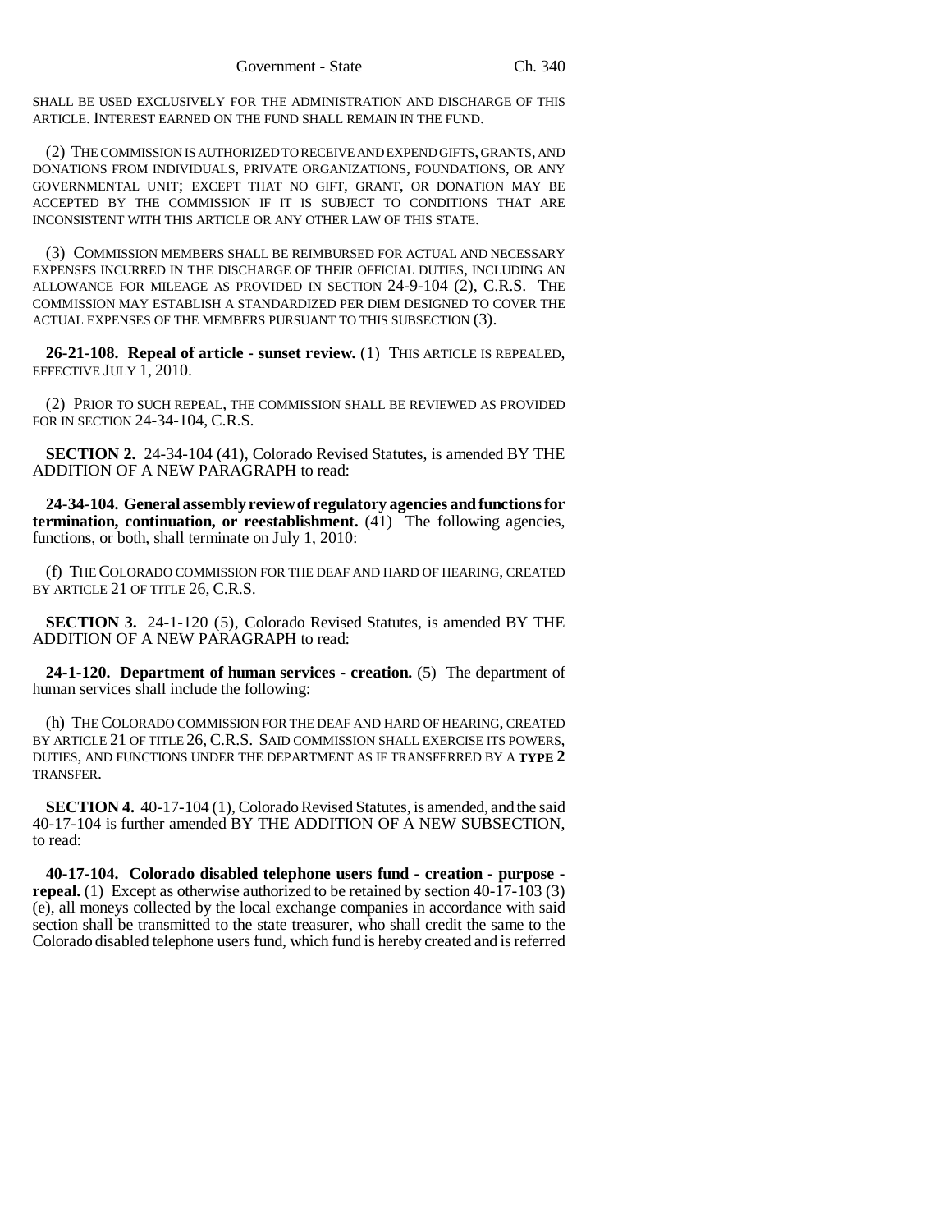SHALL BE USED EXCLUSIVELY FOR THE ADMINISTRATION AND DISCHARGE OF THIS ARTICLE. INTEREST EARNED ON THE FUND SHALL REMAIN IN THE FUND.

(2) THE COMMISSION IS AUTHORIZED TO RECEIVE AND EXPEND GIFTS, GRANTS, AND DONATIONS FROM INDIVIDUALS, PRIVATE ORGANIZATIONS, FOUNDATIONS, OR ANY GOVERNMENTAL UNIT; EXCEPT THAT NO GIFT, GRANT, OR DONATION MAY BE ACCEPTED BY THE COMMISSION IF IT IS SUBJECT TO CONDITIONS THAT ARE INCONSISTENT WITH THIS ARTICLE OR ANY OTHER LAW OF THIS STATE.

(3) COMMISSION MEMBERS SHALL BE REIMBURSED FOR ACTUAL AND NECESSARY EXPENSES INCURRED IN THE DISCHARGE OF THEIR OFFICIAL DUTIES, INCLUDING AN ALLOWANCE FOR MILEAGE AS PROVIDED IN SECTION 24-9-104 (2), C.R.S. THE COMMISSION MAY ESTABLISH A STANDARDIZED PER DIEM DESIGNED TO COVER THE ACTUAL EXPENSES OF THE MEMBERS PURSUANT TO THIS SUBSECTION (3).

**26-21-108. Repeal of article - sunset review.** (1) THIS ARTICLE IS REPEALED, EFFECTIVE JULY 1, 2010.

(2) PRIOR TO SUCH REPEAL, THE COMMISSION SHALL BE REVIEWED AS PROVIDED FOR IN SECTION 24-34-104, C.R.S.

**SECTION 2.** 24-34-104 (41), Colorado Revised Statutes, is amended BY THE ADDITION OF A NEW PARAGRAPH to read:

**24-34-104. General assembly review of regulatory agencies and functions for termination, continuation, or reestablishment.** (41) The following agencies, functions, or both, shall terminate on July 1, 2010:

(f) THE COLORADO COMMISSION FOR THE DEAF AND HARD OF HEARING, CREATED BY ARTICLE 21 OF TITLE 26, C.R.S.

**SECTION 3.** 24-1-120 (5), Colorado Revised Statutes, is amended BY THE ADDITION OF A NEW PARAGRAPH to read:

**24-1-120. Department of human services - creation.** (5) The department of human services shall include the following:

(h) THE COLORADO COMMISSION FOR THE DEAF AND HARD OF HEARING, CREATED BY ARTICLE 21 OF TITLE 26, C.R.S. SAID COMMISSION SHALL EXERCISE ITS POWERS, DUTIES, AND FUNCTIONS UNDER THE DEPARTMENT AS IF TRANSFERRED BY A **TYPE 2** TRANSFER.

**SECTION 4.** 40-17-104 (1), Colorado Revised Statutes, is amended, and the said 40-17-104 is further amended BY THE ADDITION OF A NEW SUBSECTION, to read:

**40-17-104. Colorado disabled telephone users fund - creation - purpose - repeal.** (1) Except as otherwise authorized to be retained by section 40-17-103 (3) (e), all moneys collected by the local exchange companies in accordance with said section shall be transmitted to the state treasurer, who shall credit the same to the Colorado disabled telephone users fund, which fund is hereby created and is referred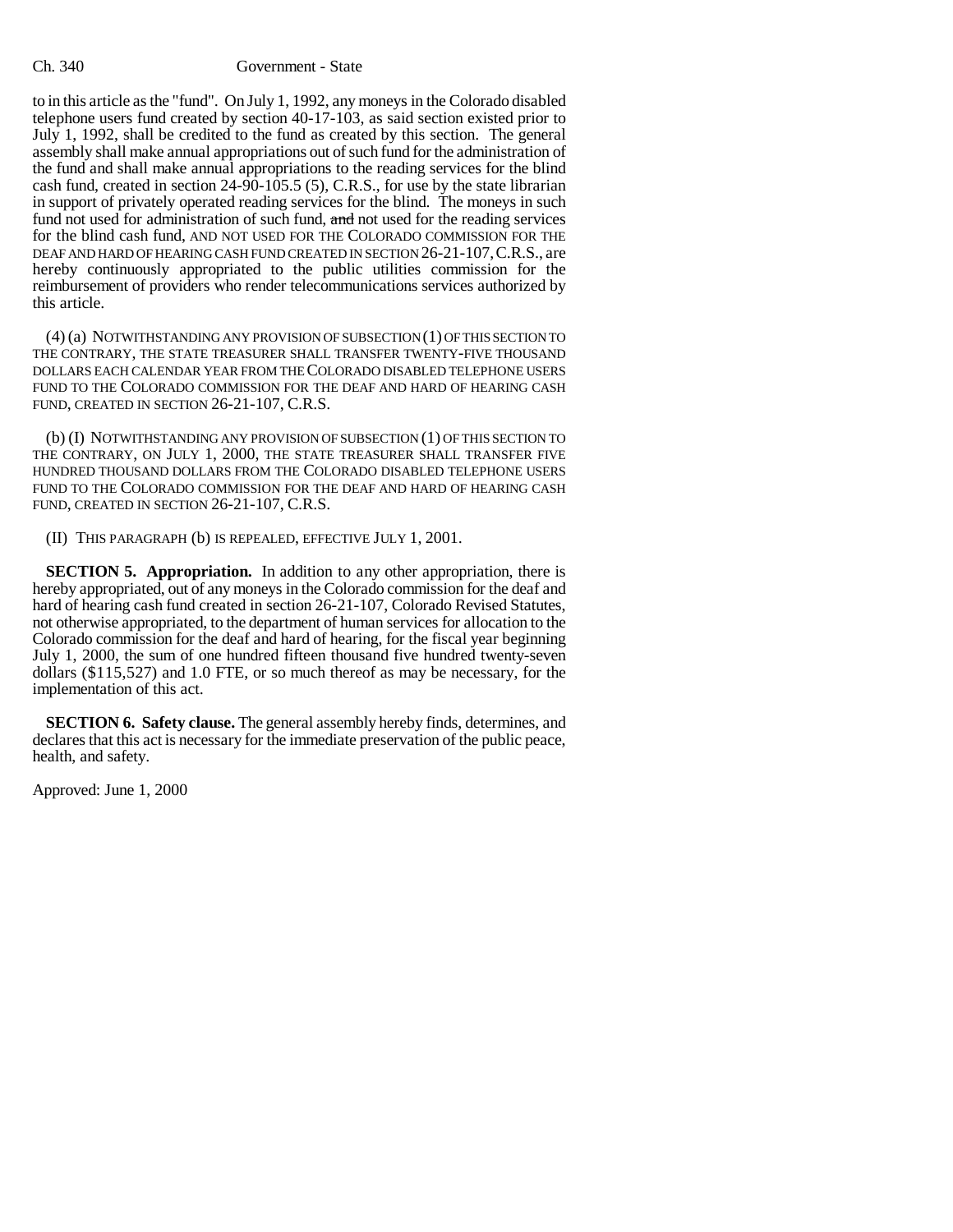to in this article as the "fund". On July 1, 1992, any moneys in the Colorado disabled telephone users fund created by section 40-17-103, as said section existed prior to July 1, 1992, shall be credited to the fund as created by this section. The general assembly shall make annual appropriations out of such fund for the administration of the fund and shall make annual appropriations to the reading services for the blind cash fund, created in section 24-90-105.5 (5), C.R.S., for use by the state librarian in support of privately operated reading services for the blind. The moneys in such fund not used for administration of such fund, ~~and~~ not used for the reading services for the blind cash fund, AND NOT USED FOR THE COLORADO COMMISSION FOR THE DEAF AND HARD OF HEARING CASH FUND CREATED IN SECTION 26-21-107, C.R.S., are hereby continuously appropriated to the public utilities commission for the reimbursement of providers who render telecommunications services authorized by this article.

(4) (a) NOTWITHSTANDING ANY PROVISION OF SUBSECTION (1) OF THIS SECTION TO THE CONTRARY, THE STATE TREASURER SHALL TRANSFER TWENTY-FIVE THOUSAND DOLLARS EACH CALENDAR YEAR FROM THE COLORADO DISABLED TELEPHONE USERS FUND TO THE COLORADO COMMISSION FOR THE DEAF AND HARD OF HEARING CASH FUND, CREATED IN SECTION 26-21-107, C.R.S.

(b) (I) NOTWITHSTANDING ANY PROVISION OF SUBSECTION (1) OF THIS SECTION TO THE CONTRARY, ON JULY 1, 2000, THE STATE TREASURER SHALL TRANSFER FIVE HUNDRED THOUSAND DOLLARS FROM THE COLORADO DISABLED TELEPHONE USERS FUND TO THE COLORADO COMMISSION FOR THE DEAF AND HARD OF HEARING CASH FUND, CREATED IN SECTION 26-21-107, C.R.S.

(II) THIS PARAGRAPH (b) IS REPEALED, EFFECTIVE JULY 1, 2001.

**SECTION 5. Appropriation.** In addition to any other appropriation, there is hereby appropriated, out of any moneys in the Colorado commission for the deaf and hard of hearing cash fund created in section 26-21-107, Colorado Revised Statutes, not otherwise appropriated, to the department of human services for allocation to the Colorado commission for the deaf and hard of hearing, for the fiscal year beginning July 1, 2000, the sum of one hundred fifteen thousand five hundred twenty-seven dollars ($115,527) and 1.0 FTE, or so much thereof as may be necessary, for the implementation of this act.

**SECTION 6. Safety clause.** The general assembly hereby finds, determines, and declares that this act is necessary for the immediate preservation of the public peace, health, and safety.

Approved: June 1, 2000